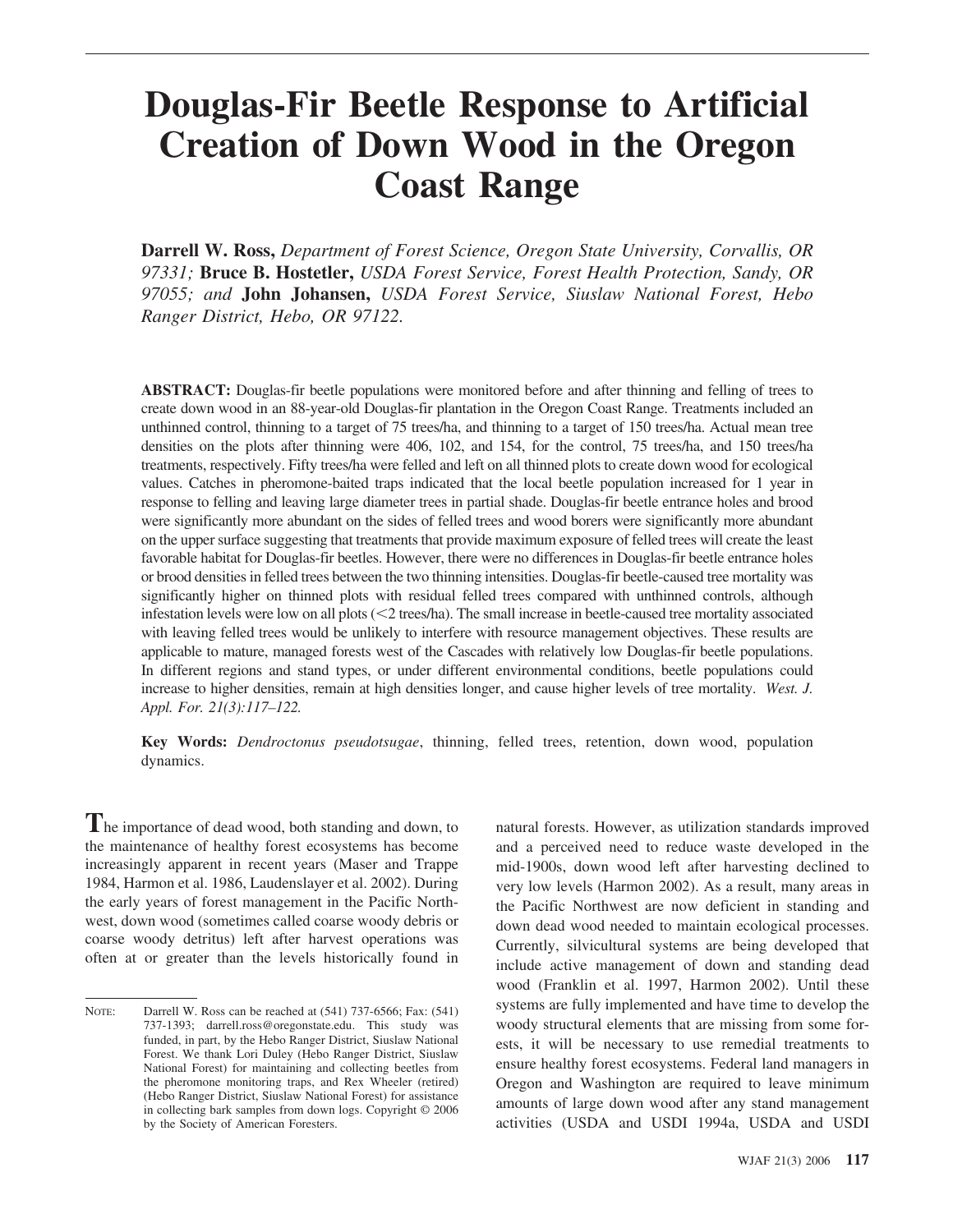# Douglas-Fir Beetle Response to Artificial Creation of Down Wood in the Oregon Coast Range

**Darrell W. Ross,** *Department of Forest Science, Oregon State University, Corvallis, OR 97331;* **Bruce B. Hostetler,** *USDA Forest Service, Forest Health Protection, Sandy, OR 97055; and* **John Johansen,** *USDA Forest Service, Siuslaw National Forest, Hebo Ranger District, Hebo, OR 97122.*

**ABSTRACT:** Douglas-fir beetle populations were monitored before and after thinning and felling of trees to create down wood in an 88-year-old Douglas-fir plantation in the Oregon Coast Range. Treatments included an unthinned control, thinning to a target of 75 trees/ha, and thinning to a target of 150 trees/ha. Actual mean tree densities on the plots after thinning were 406, 102, and 154, for the control, 75 trees/ha, and 150 trees/ha treatments, respectively. Fifty trees/ha were felled and left on all thinned plots to create down wood for ecological values. Catches in pheromone-baited traps indicated that the local beetle population increased for 1 year in response to felling and leaving large diameter trees in partial shade. Douglas-fir beetle entrance holes and brood were significantly more abundant on the sides of felled trees and wood borers were significantly more abundant on the upper surface suggesting that treatments that provide maximum exposure of felled trees will create the least favorable habitat for Douglas-fir beetles. However, there were no differences in Douglas-fir beetle entrance holes or brood densities in felled trees between the two thinning intensities. Douglas-fir beetle-caused tree mortality was significantly higher on thinned plots with residual felled trees compared with unthinned controls, although infestation levels were low on all plots (<2 trees/ha). The small increase in beetle-caused tree mortality associated with leaving felled trees would be unlikely to interfere with resource management objectives. These results are applicable to mature, managed forests west of the Cascades with relatively low Douglas-fir beetle populations. In different regions and stand types, or under different environmental conditions, beetle populations could increase to higher densities, remain at high densities longer, and cause higher levels of tree mortality. *West. J. Appl. For. 21(3):117–122.*

**Key Words:** *Dendroctonus pseudotsugae*, thinning, felled trees, retention, down wood, population dynamics.

The importance of dead wood, both standing and down, to the maintenance of healthy forest ecosystems has become increasingly apparent in recent years (Maser and Trappe 1984, Harmon et al. 1986, Laudenslayer et al. 2002). During the early years of forest management in the Pacific Northwest, down wood (sometimes called coarse woody debris or coarse woody detritus) left after harvest operations was often at or greater than the levels historically found in natural forests. However, as utilization standards improved and a perceived need to reduce waste developed in the mid-1900s, down wood left after harvesting declined to very low levels (Harmon 2002). As a result, many areas in the Pacific Northwest are now deficient in standing and down dead wood needed to maintain ecological processes. Currently, silvicultural systems are being developed that include active management of down and standing dead wood (Franklin et al. 1997, Harmon 2002). Until these systems are fully implemented and have time to develop the woody structural elements that are missing from some forests, it will be necessary to use remedial treatments to ensure healthy forest ecosystems. Federal land managers in Oregon and Washington are required to leave minimum amounts of large down wood after any stand management activities (USDA and USDI 1994a, USDA and USDI

NOTE: Darrell W. Ross can be reached at (541) 737-6566; Fax: (541) 737-1393; darrell.ross@oregonstate.edu. This study was funded, in part, by the Hebo Ranger District, Siuslaw National Forest. We thank Lori Duley (Hebo Ranger District, Siuslaw National Forest) for maintaining and collecting beetles from the pheromone monitoring traps, and Rex Wheeler (retired) (Hebo Ranger District, Siuslaw National Forest) for assistance in collecting bark samples from down logs. Copyright © 2006 by the Society of American Foresters.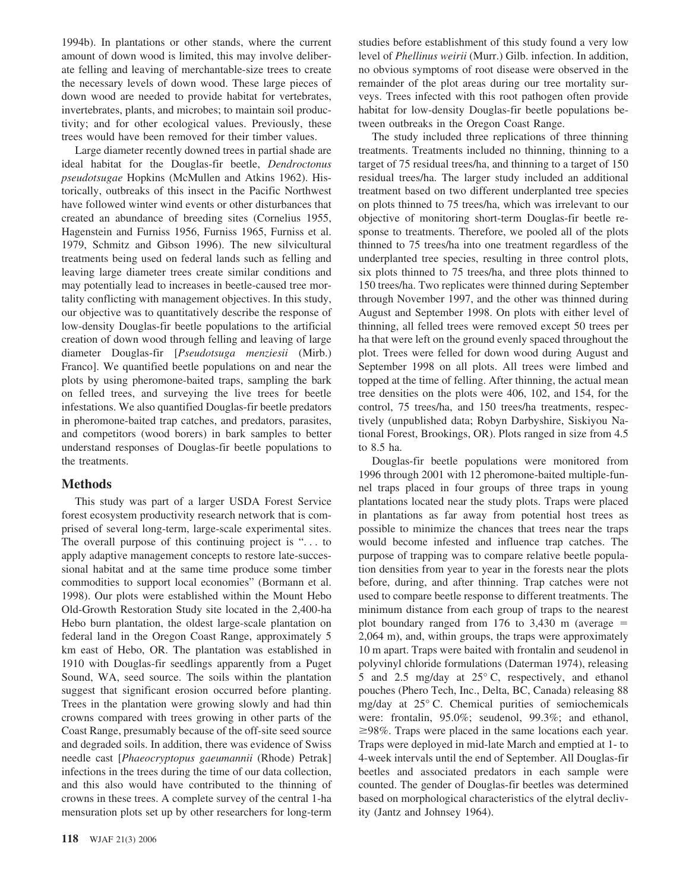1994b). In plantations or other stands, where the current amount of down wood is limited, this may involve deliberate felling and leaving of merchantable-size trees to create the necessary levels of down wood. These large pieces of down wood are needed to provide habitat for vertebrates, invertebrates, plants, and microbes; to maintain soil productivity; and for other ecological values. Previously, these trees would have been removed for their timber values.

Large diameter recently downed trees in partial shade are ideal habitat for the Douglas-fir beetle, *Dendroctonus pseudotsugae* Hopkins (McMullen and Atkins 1962). Historically, outbreaks of this insect in the Pacific Northwest have followed winter wind events or other disturbances that created an abundance of breeding sites (Cornelius 1955, Hagenstein and Furniss 1956, Furniss 1965, Furniss et al. 1979, Schmitz and Gibson 1996). The new silvicultural treatments being used on federal lands such as felling and leaving large diameter trees create similar conditions and may potentially lead to increases in beetle-caused tree mortality conflicting with management objectives. In this study, our objective was to quantitatively describe the response of low-density Douglas-fir beetle populations to the artificial creation of down wood through felling and leaving of large diameter Douglas-fir [*Pseudotsuga menziesii* (Mirb.) Franco]. We quantified beetle populations on and near the plots by using pheromone-baited traps, sampling the bark on felled trees, and surveying the live trees for beetle infestations. We also quantified Douglas-fir beetle predators in pheromone-baited trap catches, and predators, parasites, and competitors (wood borers) in bark samples to better understand responses of Douglas-fir beetle populations to the treatments.

## Methods

This study was part of a larger USDA Forest Service forest ecosystem productivity research network that is comprised of several long-term, large-scale experimental sites. The overall purpose of this continuing project is ". . . to apply adaptive management concepts to restore late-successional habitat and at the same time produce some timber commodities to support local economies" (Bormann et al. 1998). Our plots were established within the Mount Hebo Old-Growth Restoration Study site located in the 2,400-ha Hebo burn plantation, the oldest large-scale plantation on federal land in the Oregon Coast Range, approximately 5 km east of Hebo, OR. The plantation was established in 1910 with Douglas-fir seedlings apparently from a Puget Sound, WA, seed source. The soils within the plantation suggest that significant erosion occurred before planting. Trees in the plantation were growing slowly and had thin crowns compared with trees growing in other parts of the Coast Range, presumably because of the off-site seed source and degraded soils. In addition, there was evidence of Swiss needle cast [*Phaeocryptopus gaeumannii* (Rhode) Petrak] infections in the trees during the time of our data collection, and this also would have contributed to the thinning of crowns in these trees. A complete survey of the central 1-ha mensuration plots set up by other researchers for long-term studies before establishment of this study found a very low level of *Phellinus weirii* (Murr.) Gilb. infection. In addition, no obvious symptoms of root disease were observed in the remainder of the plot areas during our tree mortality surveys. Trees infected with this root pathogen often provide habitat for low-density Douglas-fir beetle populations between outbreaks in the Oregon Coast Range.

The study included three replications of three thinning treatments. Treatments included no thinning, thinning to a target of 75 residual trees/ha, and thinning to a target of 150 residual trees/ha. The larger study included an additional treatment based on two different underplanted tree species on plots thinned to 75 trees/ha, which was irrelevant to our objective of monitoring short-term Douglas-fir beetle response to treatments. Therefore, we pooled all of the plots thinned to 75 trees/ha into one treatment regardless of the underplanted tree species, resulting in three control plots, six plots thinned to 75 trees/ha, and three plots thinned to 150 trees/ha. Two replicates were thinned during September through November 1997, and the other was thinned during August and September 1998. On plots with either level of thinning, all felled trees were removed except 50 trees per ha that were left on the ground evenly spaced throughout the plot. Trees were felled for down wood during August and September 1998 on all plots. All trees were limbed and topped at the time of felling. After thinning, the actual mean tree densities on the plots were 406, 102, and 154, for the control, 75 trees/ha, and 150 trees/ha treatments, respectively (unpublished data; Robyn Darbyshire, Siskiyou National Forest, Brookings, OR). Plots ranged in size from 4.5 to 8.5 ha.

Douglas-fir beetle populations were monitored from 1996 through 2001 with 12 pheromone-baited multiple-funnel traps placed in four groups of three traps in young plantations located near the study plots. Traps were placed in plantations as far away from potential host trees as possible to minimize the chances that trees near the traps would become infested and influence trap catches. The purpose of trapping was to compare relative beetle population densities from year to year in the forests near the plots before, during, and after thinning. Trap catches were not used to compare beetle response to different treatments. The minimum distance from each group of traps to the nearest plot boundary ranged from 176 to 3,430 m (average = 2,064 m), and, within groups, the traps were approximately 10 m apart. Traps were baited with frontalin and seudenol in polyvinyl chloride formulations (Daterman 1974), releasing 5 and 2.5 mg/day at 25° C, respectively, and ethanol pouches (Phero Tech, Inc., Delta, BC, Canada) releasing 88 mg/day at 25° C. Chemical purities of semiochemicals were: frontalin, 95.0%; seudenol, 99.3%; and ethanol, ≥98%. Traps were placed in the same locations each year. Traps were deployed in mid-late March and emptied at 1- to 4-week intervals until the end of September. All Douglas-fir beetles and associated predators in each sample were counted. The gender of Douglas-fir beetles was determined based on morphological characteristics of the elytral declivity (Jantz and Johnsey 1964).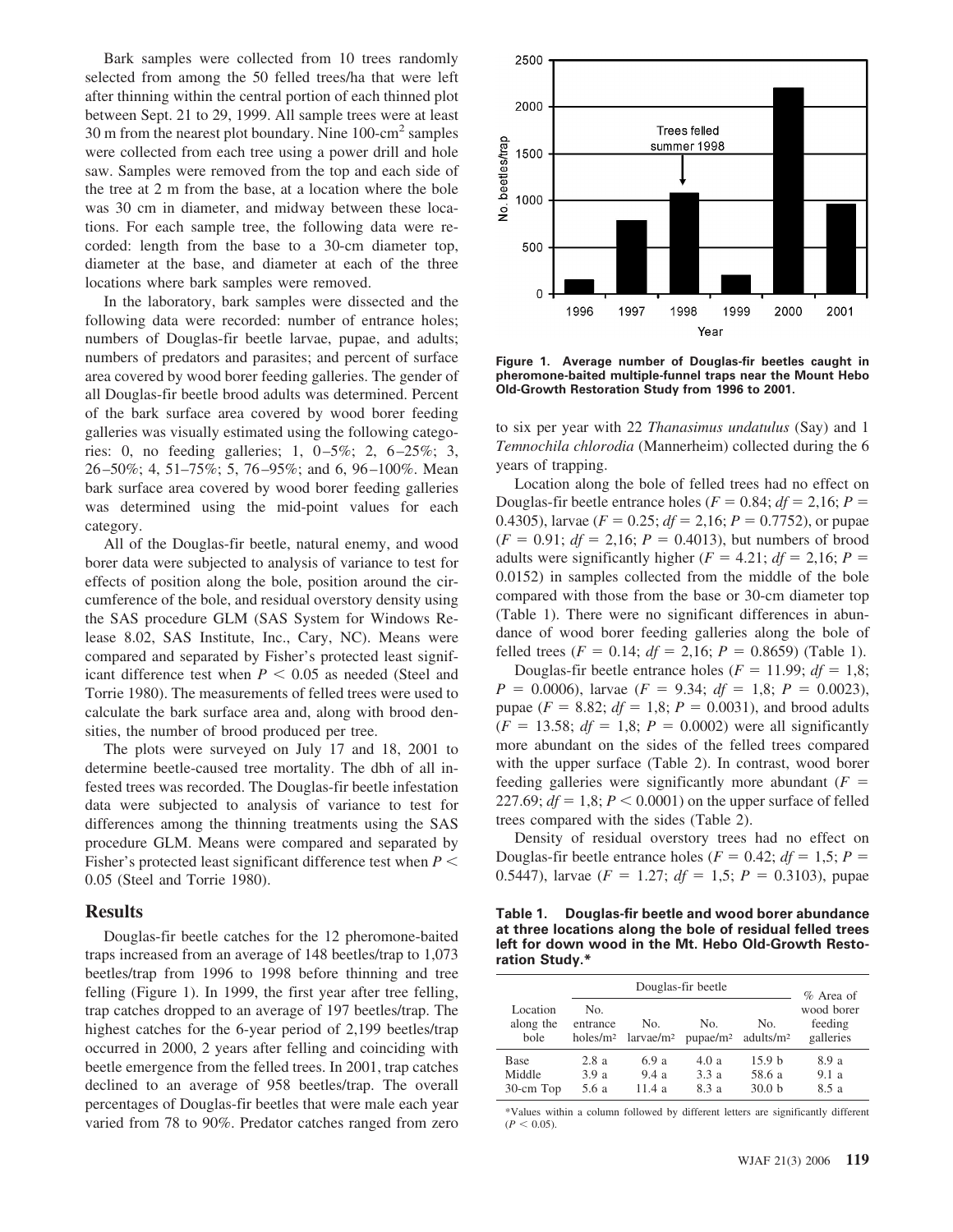Bark samples were collected from 10 trees randomly selected from among the 50 felled trees/ha that were left after thinning within the central portion of each thinned plot between Sept. 21 to 29, 1999. All sample trees were at least 30 m from the nearest plot boundary. Nine 100-cm$^2$ samples were collected from each tree using a power drill and hole saw. Samples were removed from the top and each side of the tree at 2 m from the base, at a location where the bole was 30 cm in diameter, and midway between these locations. For each sample tree, the following data were recorded: length from the base to a 30-cm diameter top, diameter at the base, and diameter at each of the three locations where bark samples were removed.

In the laboratory, bark samples were dissected and the following data were recorded: number of entrance holes; numbers of Douglas-fir beetle larvae, pupae, and adults; numbers of predators and parasites; and percent of surface area covered by wood borer feeding galleries. The gender of all Douglas-fir beetle brood adults was determined. Percent of the bark surface area covered by wood borer feeding galleries was visually estimated using the following categories: 0, no feeding galleries; 1, 0–5%; 2, 6–25%; 3, 26–50%; 4, 51–75%; 5, 76–95%; and 6, 96–100%. Mean bark surface area covered by wood borer feeding galleries was determined using the mid-point values for each category.

All of the Douglas-fir beetle, natural enemy, and wood borer data were subjected to analysis of variance to test for effects of position along the bole, position around the circumference of the bole, and residual overstory density using the SAS procedure GLM (SAS System for Windows Release 8.02, SAS Institute, Inc., Cary, NC). Means were compared and separated by Fisher's protected least significant difference test when $P < 0.05$ as needed (Steel and Torrie 1980). The measurements of felled trees were used to calculate the bark surface area and, along with brood densities, the number of brood produced per tree.

The plots were surveyed on July 17 and 18, 2001 to determine beetle-caused tree mortality. The dbh of all infested trees was recorded. The Douglas-fir beetle infestation data were subjected to analysis of variance to test for differences among the thinning treatments using the SAS procedure GLM. Means were compared and separated by Fisher's protected least significant difference test when $P < 0.05$ (Steel and Torrie 1980).

## Results

Douglas-fir beetle catches for the 12 pheromone-baited traps increased from an average of 148 beetles/trap to 1,073 beetles/trap from 1996 to 1998 before thinning and tree felling (Figure 1). In 1999, the first year after tree felling, trap catches dropped to an average of 197 beetles/trap. The highest catches for the 6-year period of 2,199 beetles/trap occurred in 2000, 2 years after felling and coinciding with beetle emergence from the felled trees. In 2001, trap catches declined to an average of 958 beetles/trap. The overall percentages of Douglas-fir beetles that were male each year varied from 78 to 90%. Predator catches ranged from zero to six per year with 22 *Thanasimus undatulus* (Say) and 1 *Temnochila chlorodia* (Mannerheim) collected during the 6 years of trapping.

**Figure 1. Average number of Douglas-fir beetles caught in pheromone-baited multiple-funnel traps near the Mount Hebo Old-Growth Restoration Study from 1996 to 2001.**

Location along the bole of felled trees had no effect on Douglas-fir beetle entrance holes ($F = 0.84$; $df = 2,16$; $P = 0.4305$), larvae ($F = 0.25$; $df = 2,16$; $P = 0.7752$), or pupae ($F = 0.91$; $df = 2,16$; $P = 0.4013$), but numbers of brood adults were significantly higher ($F = 4.21$; $df = 2,16$; $P = 0.0152$) in samples collected from the middle of the bole compared with those from the base or 30-cm diameter top (Table 1). There were no significant differences in abundance of wood borer feeding galleries along the bole of felled trees ($F = 0.14$; $df = 2,16$; $P = 0.8659$) (Table 1).

Douglas-fir beetle entrance holes ($F = 11.99$; $df = 1,8$; $P = 0.0006$), larvae ($F = 9.34$; $df = 1,8$; $P = 0.0023$), pupae ($F = 8.82$; $df = 1,8$; $P = 0.0031$), and brood adults ($F = 13.58$; $df = 1,8$; $P = 0.0002$) were all significantly more abundant on the sides of the felled trees compared with the upper surface (Table 2). In contrast, wood borer feeding galleries were significantly more abundant ($F = 227.69$; $df = 1,8$; $P < 0.0001$) on the upper surface of felled trees compared with the sides (Table 2).

Density of residual overstory trees had no effect on Douglas-fir beetle entrance holes ($F = 0.42$; $df = 1,5$; $P = 0.5447$), larvae ($F = 1.27$; $df = 1,5$; $P = 0.3103$), pupae

**Table 1. Douglas-fir beetle and wood borer abundance at three locations along the bole of residual felled trees left for down wood in the Mt. Hebo Old-Growth Restoration Study.***

| Location along the bole | Douglas-fir beetle | | | | % Area of wood borer feeding galleries |
|---|---|---|---|---|---|
| | No. entrance holes/m² | No. larvae/m² | No. pupae/m² | No. adults/m² | |
| Base | 2.8 a | 6.9 a | 4.0 a | 15.9 b | 8.9 a |
| Middle | 3.9 a | 9.4 a | 3.3 a | 58.6 a | 9.1 a |
| 30-cm Top | 5.6 a | 11.4 a | 8.3 a | 30.0 b | 8.5 a |

*Values within a column followed by different letters are significantly different ($P < 0.05$).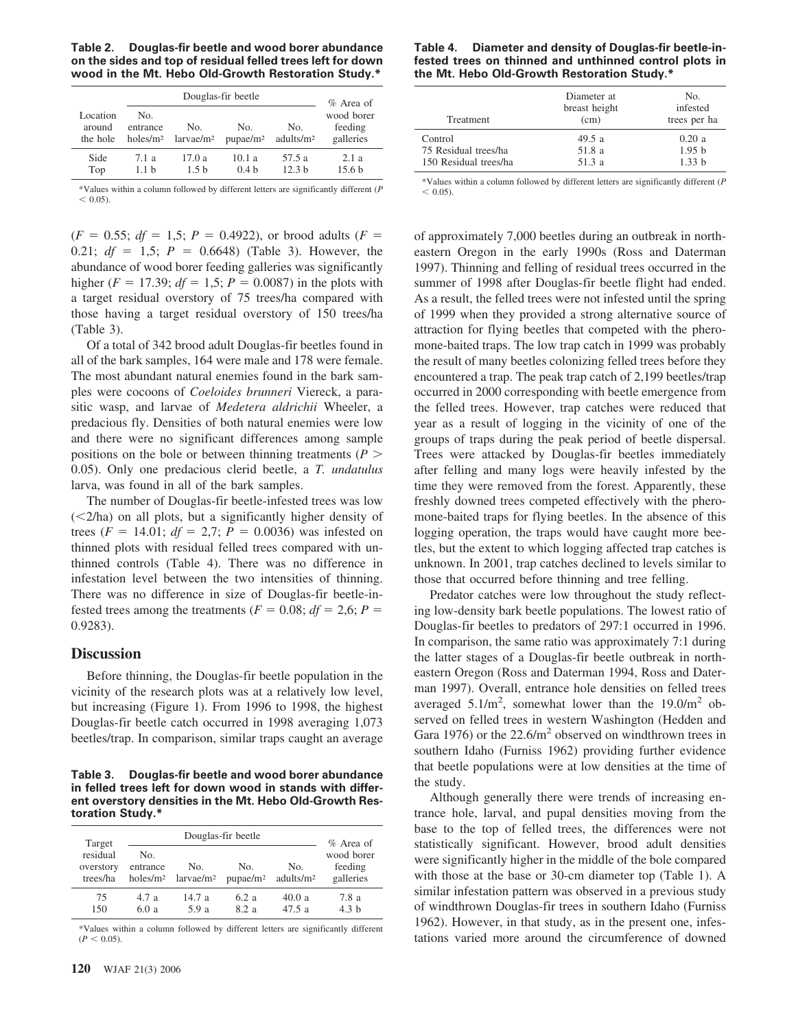**Table 2. Douglas-fir beetle and wood borer abundance on the sides and top of residual felled trees left for down wood in the Mt. Hebo Old-Growth Restoration Study.***

| Location around the hole | Douglas-fir beetle | | | | % Area of wood borer feeding galleries |
|---|---|---|---|---|---|
| | No. entrance holes/m² | No. larvae/m² | No. pupae/m² | No. adults/m² | |
| Side | 7.1 a | 17.0 a | 10.1 a | 57.5 a | 2.1 a |
| Top | 1.1 b | 1.5 b | 0.4 b | 12.3 b | 15.6 b |

*Values within a column followed by different letters are significantly different ($P < 0.05$).

($F = 0.55$; $df = 1,5$; $P = 0.4922$), or brood adults ($F = 0.21$; $df = 1,5$; $P = 0.6648$) (Table 3). However, the abundance of wood borer feeding galleries was significantly higher ($F = 17.39$; $df = 1,5$; $P = 0.0087$) in the plots with a target residual overstory of 75 trees/ha compared with those having a target residual overstory of 150 trees/ha (Table 3).

Of a total of 342 brood adult Douglas-fir beetles found in all of the bark samples, 164 were male and 178 were female. The most abundant natural enemies found in the bark samples were cocoons of *Coeloides brunneri* Viereck, a parasitic wasp, and larvae of *Medetera aldrichii* Wheeler, a predacious fly. Densities of both natural enemies were low and there were no significant differences among sample positions on the bole or between thinning treatments ($P > 0.05$). Only one predacious clerid beetle, a *T. undatulus* larva, was found in all of the bark samples.

The number of Douglas-fir beetle-infested trees was low (<2/ha) on all plots, but a significantly higher density of trees ($F = 14.01$; $df = 2,7$; $P = 0.0036$) was infested on thinned plots with residual felled trees compared with unthinned controls (Table 4). There was no difference in infestation level between the two intensities of thinning. There was no difference in size of Douglas-fir beetle-infested trees among the treatments ($F = 0.08$; $df = 2,6$; $P = 0.9283$).

## Discussion

Before thinning, the Douglas-fir beetle population in the vicinity of the research plots was at a relatively low level, but increasing (Figure 1). From 1996 to 1998, the highest Douglas-fir beetle catch occurred in 1998 averaging 1,073 beetles/trap. In comparison, similar traps caught an average of approximately 7,000 beetles during an outbreak in northeastern Oregon in the early 1990s (Ross and Daterman 1997). Thinning and felling of residual trees occurred in the summer of 1998 after Douglas-fir beetle flight had ended. As a result, the felled trees were not infested until the spring of 1999 when they provided a strong alternative source of attraction for flying beetles that competed with the pheromone-baited traps. The low trap catch in 1999 was probably the result of many beetles colonizing felled trees before they encountered a trap. The peak trap catch of 2,199 beetles/trap occurred in 2000 corresponding with beetle emergence from the felled trees. However, trap catches were reduced that year as a result of logging in the vicinity of one of the groups of traps during the peak period of beetle dispersal. Trees were attacked by Douglas-fir beetles immediately after felling and many logs were heavily infested by the time they were removed from the forest. Apparently, these freshly downed trees competed effectively with the pheromone-baited traps for flying beetles. In the absence of this logging operation, the traps would have caught more beetles, but the extent to which logging affected trap catches is unknown. In 2001, trap catches declined to levels similar to those that occurred before thinning and tree felling.

**Table 3. Douglas-fir beetle and wood borer abundance in felled trees left for down wood in stands with different overstory densities in the Mt. Hebo Old-Growth Restoration Study.***

| Target residual overstory trees/ha | Douglas-fir beetle | | | | % Area of wood borer feeding galleries |
|---|---|---|---|---|---|
| | No. entrance holes/m² | No. larvae/m² | No. pupae/m² | No. adults/m² | |
| 75 | 4.7 a | 14.7 a | 6.2 a | 40.0 a | 7.8 a |
| 150 | 6.0 a | 5.9 a | 8.2 a | 47.5 a | 4.3 b |

*Values within a column followed by different letters are significantly different ($P < 0.05$).

**Table 4. Diameter and density of Douglas-fir beetle-infested trees on thinned and unthinned control plots in the Mt. Hebo Old-Growth Restoration Study.***

| Treatment | Diameter at breast height (cm) | No. infested trees per ha |
|---|---|---|
| Control | 49.5 a | 0.20 a |
| 75 Residual trees/ha | 51.8 a | 1.95 b |
| 150 Residual trees/ha | 51.3 a | 1.33 b |

*Values within a column followed by different letters are significantly different ($P < 0.05$).

Predator catches were low throughout the study reflecting low-density bark beetle populations. The lowest ratio of Douglas-fir beetles to predators of 297:1 occurred in 1996. In comparison, the same ratio was approximately 7:1 during the latter stages of a Douglas-fir beetle outbreak in northeastern Oregon (Ross and Daterman 1994, Ross and Daterman 1997). Overall, entrance hole densities on felled trees averaged 5.1/m², somewhat lower than the 19.0/m² observed on felled trees in western Washington (Hedden and Gara 1976) or the 22.6/m² observed on windthrown trees in southern Idaho (Furniss 1962) providing further evidence that beetle populations were at low densities at the time of the study.

Although generally there were trends of increasing entrance hole, larval, and pupal densities moving from the base to the top of felled trees, the differences were not statistically significant. However, brood adult densities were significantly higher in the middle of the bole compared with those at the base or 30-cm diameter top (Table 1). A similar infestation pattern was observed in a previous study of windthrown Douglas-fir trees in southern Idaho (Furniss 1962). However, in that study, as in the present one, infestations varied more around the circumference of downed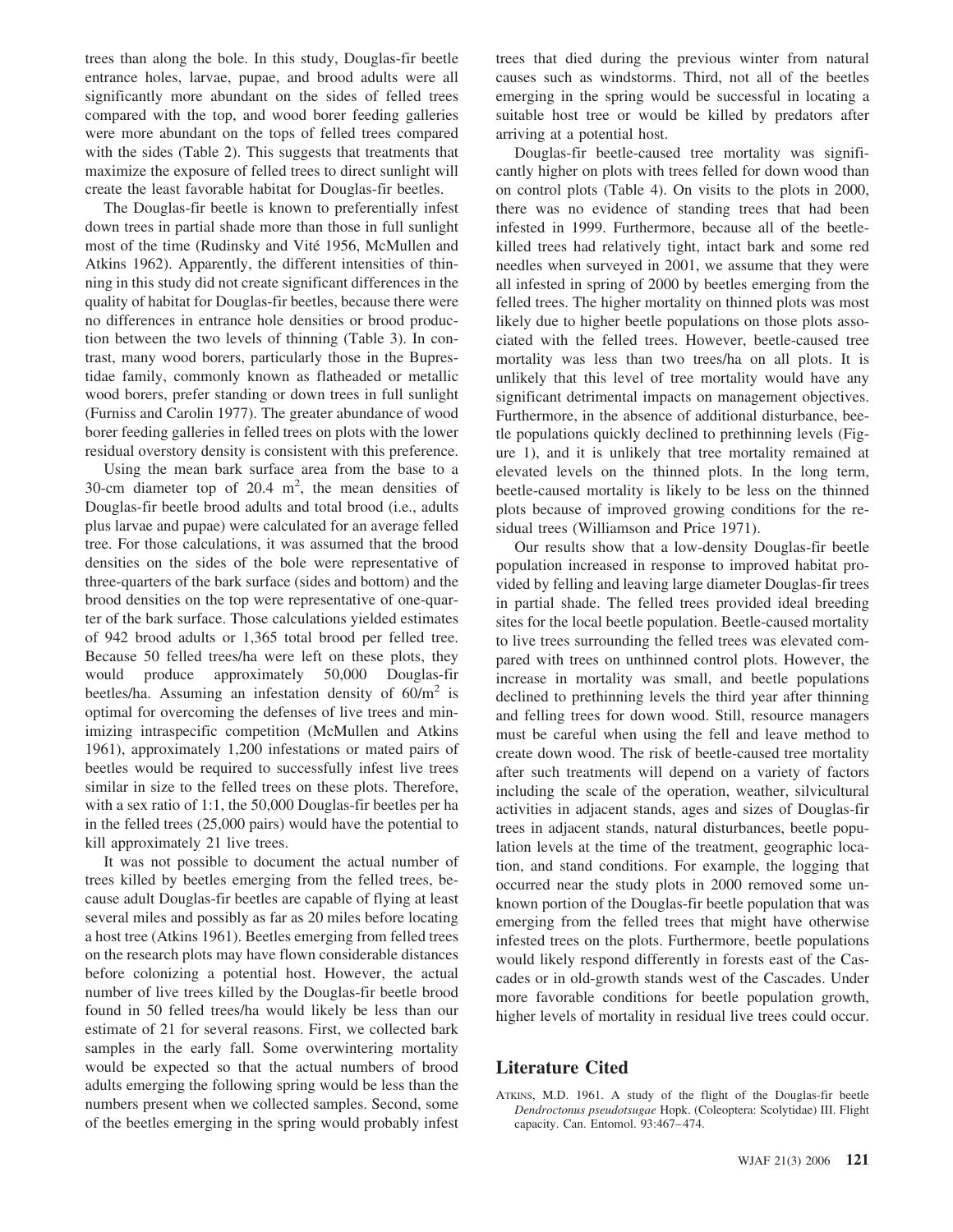trees than along the bole. In this study, Douglas-fir beetle entrance holes, larvae, pupae, and brood adults were all significantly more abundant on the sides of felled trees compared with the top, and wood borer feeding galleries were more abundant on the tops of felled trees compared with the sides (Table 2). This suggests that treatments that maximize the exposure of felled trees to direct sunlight will create the least favorable habitat for Douglas-fir beetles.

The Douglas-fir beetle is known to preferentially infest down trees in partial shade more than those in full sunlight most of the time (Rudinsky and Vité 1956, McMullen and Atkins 1962). Apparently, the different intensities of thinning in this study did not create significant differences in the quality of habitat for Douglas-fir beetles, because there were no differences in entrance hole densities or brood production between the two levels of thinning (Table 3). In contrast, many wood borers, particularly those in the Buprestidae family, commonly known as flatheaded or metallic wood borers, prefer standing or down trees in full sunlight (Furniss and Carolin 1977). The greater abundance of wood borer feeding galleries in felled trees on plots with the lower residual overstory density is consistent with this preference.

Using the mean bark surface area from the base to a 30-cm diameter top of 20.4 $m^2$, the mean densities of Douglas-fir beetle brood adults and total brood (i.e., adults plus larvae and pupae) were calculated for an average felled tree. For those calculations, it was assumed that the brood densities on the sides of the bole were representative of three-quarters of the bark surface (sides and bottom) and the brood densities on the top were representative of one-quarter of the bark surface. Those calculations yielded estimates of 942 brood adults or 1,365 total brood per felled tree. Because 50 felled trees/ha were left on these plots, they would produce approximately 50,000 Douglas-fir beetles/ha. Assuming an infestation density of $60/m^2$ is optimal for overcoming the defenses of live trees and minimizing intraspecific competition (McMullen and Atkins 1961), approximately 1,200 infestations or mated pairs of beetles would be required to successfully infest live trees similar in size to the felled trees on these plots. Therefore, with a sex ratio of 1:1, the 50,000 Douglas-fir beetles per ha in the felled trees (25,000 pairs) would have the potential to kill approximately 21 live trees.

It was not possible to document the actual number of trees killed by beetles emerging from the felled trees, because adult Douglas-fir beetles are capable of flying at least several miles and possibly as far as 20 miles before locating a host tree (Atkins 1961). Beetles emerging from felled trees on the research plots may have flown considerable distances before colonizing a potential host. However, the actual number of live trees killed by the Douglas-fir beetle brood found in 50 felled trees/ha would likely be less than our estimate of 21 for several reasons. First, we collected bark samples in the early fall. Some overwintering mortality would be expected so that the actual numbers of brood adults emerging the following spring would be less than the numbers present when we collected samples. Second, some of the beetles emerging in the spring would probably infest trees that died during the previous winter from natural causes such as windstorms. Third, not all of the beetles emerging in the spring would be successful in locating a suitable host tree or would be killed by predators after arriving at a potential host.

Douglas-fir beetle-caused tree mortality was significantly higher on plots with trees felled for down wood than on control plots (Table 4). On visits to the plots in 2000, there was no evidence of standing trees that had been infested in 1999. Furthermore, because all of the beetle-killed trees had relatively tight, intact bark and some red needles when surveyed in 2001, we assume that they were all infested in spring of 2000 by beetles emerging from the felled trees. The higher mortality on thinned plots was most likely due to higher beetle populations on those plots associated with the felled trees. However, beetle-caused tree mortality was less than two trees/ha on all plots. It is unlikely that this level of tree mortality would have any significant detrimental impacts on management objectives. Furthermore, in the absence of additional disturbance, beetle populations quickly declined to prethinning levels (Figure 1), and it is unlikely that tree mortality remained at elevated levels on the thinned plots. In the long term, beetle-caused mortality is likely to be less on the thinned plots because of improved growing conditions for the residual trees (Williamson and Price 1971).

Our results show that a low-density Douglas-fir beetle population increased in response to improved habitat provided by felling and leaving large diameter Douglas-fir trees in partial shade. The felled trees provided ideal breeding sites for the local beetle population. Beetle-caused mortality to live trees surrounding the felled trees was elevated compared with trees on unthinned control plots. However, the increase in mortality was small, and beetle populations declined to prethinning levels the third year after thinning and felling trees for down wood. Still, resource managers must be careful when using the fell and leave method to create down wood. The risk of beetle-caused tree mortality after such treatments will depend on a variety of factors including the scale of the operation, weather, silvicultural activities in adjacent stands, ages and sizes of Douglas-fir trees in adjacent stands, natural disturbances, beetle population levels at the time of the treatment, geographic location, and stand conditions. For example, the logging that occurred near the study plots in 2000 removed some unknown portion of the Douglas-fir beetle population that was emerging from the felled trees that might have otherwise infested trees on the plots. Furthermore, beetle populations would likely respond differently in forests east of the Cascades or in old-growth stands west of the Cascades. Under more favorable conditions for beetle population growth, higher levels of mortality in residual live trees could occur.

## Literature Cited

ATKINS, M.D. 1961. A study of the flight of the Douglas-fir beetle *Dendroctonus pseudotsugae* Hopk. (Coleoptera: Scolytidae) III. Flight capacity. Can. Entomol. 93:467–474.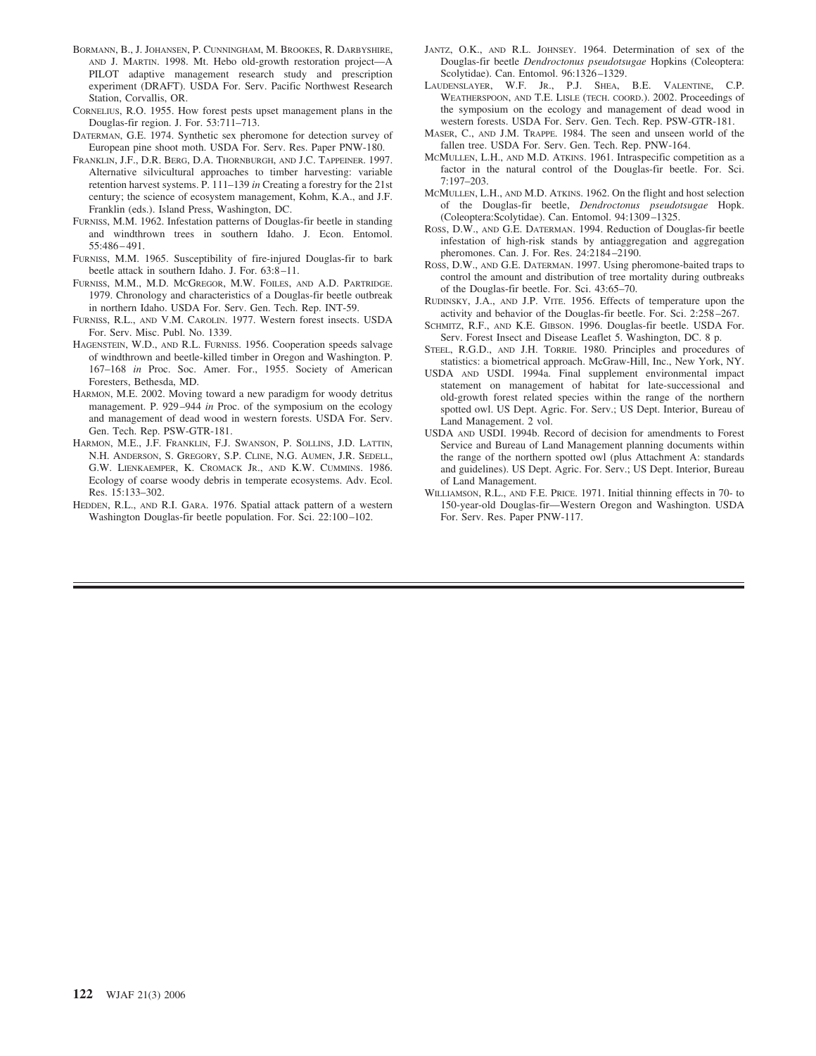Bormann, B., J. Johansen, P. Cunningham, M. Brookes, R. Darbyshire, and J. Martin. 1998. Mt. Hebo old-growth restoration project—A PILOT adaptive management research study and prescription experiment (DRAFT). USDA For. Serv. Pacific Northwest Research Station, Corvallis, OR.

Cornelius, R.O. 1955. How forest pests upset management plans in the Douglas-fir region. J. For. 53:711–713.

Daterman, G.E. 1974. Synthetic sex pheromone for detection survey of European pine shoot moth. USDA For. Serv. Res. Paper PNW-180.

Franklin, J.F., D.R. Berg, D.A. Thornburgh, and J.C. Tappeiner. 1997. Alternative silvicultural approaches to timber harvesting: variable retention harvest systems. P. 111–139 *in* Creating a forestry for the 21st century; the science of ecosystem management, Kohm, K.A., and J.F. Franklin (eds.). Island Press, Washington, DC.

Furniss, M.M. 1962. Infestation patterns of Douglas-fir beetle in standing and windthrown trees in southern Idaho. J. Econ. Entomol. 55:486–491.

Furniss, M.M. 1965. Susceptibility of fire-injured Douglas-fir to bark beetle attack in southern Idaho. J. For. 63:8–11.

Furniss, M.M., M.D. McGregor, M.W. Foiles, and A.D. Partridge. 1979. Chronology and characteristics of a Douglas-fir beetle outbreak in northern Idaho. USDA For. Serv. Gen. Tech. Rep. INT-59.

Furniss, R.L., and V.M. Carolin. 1977. Western forest insects. USDA For. Serv. Misc. Publ. No. 1339.

Hagenstein, W.D., and R.L. Furniss. 1956. Cooperation speeds salvage of windthrown and beetle-killed timber in Oregon and Washington. P. 167–168 *in* Proc. Soc. Amer. For., 1955. Society of American Foresters, Bethesda, MD.

Harmon, M.E. 2002. Moving toward a new paradigm for woody detritus management. P. 929–944 *in* Proc. of the symposium on the ecology and management of dead wood in western forests. USDA For. Serv. Gen. Tech. Rep. PSW-GTR-181.

Harmon, M.E., J.F. Franklin, F.J. Swanson, P. Sollins, J.D. Lattin, N.H. Anderson, S. Gregory, S.P. Cline, N.G. Aumen, J.R. Sedell, G.W. Lienkaemper, K. Cromack Jr., and K.W. Cummins. 1986. Ecology of coarse woody debris in temperate ecosystems. Adv. Ecol. Res. 15:133–302.

Hedden, R.L., and R.I. Gara. 1976. Spatial attack pattern of a western Washington Douglas-fir beetle population. For. Sci. 22:100–102.

Jantz, O.K., and R.L. Johnsey. 1964. Determination of sex of the Douglas-fir beetle *Dendroctonus pseudotsugae* Hopkins (Coleoptera: Scolytidae). Can. Entomol. 96:1326–1329.

Laudenslayer, W.F. Jr., P.J. Shea, B.E. Valentine, C.P. Weatherspoon, and T.E. Lisle (tech. coord.). 2002. Proceedings of the symposium on the ecology and management of dead wood in western forests. USDA For. Serv. Gen. Tech. Rep. PSW-GTR-181.

Maser, C., and J.M. Trappe. 1984. The seen and unseen world of the fallen tree. USDA For. Serv. Gen. Tech. Rep. PNW-164.

McMullen, L.H., and M.D. Atkins. 1961. Intraspecific competition as a factor in the natural control of the Douglas-fir beetle. For. Sci. 7:197–203.

McMullen, L.H., and M.D. Atkins. 1962. On the flight and host selection of the Douglas-fir beetle, *Dendroctonus pseudotsugae* Hopk. (Coleoptera:Scolytidae). Can. Entomol. 94:1309–1325.

Ross, D.W., and G.E. Daterman. 1994. Reduction of Douglas-fir beetle infestation of high-risk stands by antiaggregation and aggregation pheromones. Can. J. For. Res. 24:2184–2190.

Ross, D.W., and G.E. Daterman. 1997. Using pheromone-baited traps to control the amount and distribution of tree mortality during outbreaks of the Douglas-fir beetle. For. Sci. 43:65–70.

Rudinsky, J.A., and J.P. Vité. 1956. Effects of temperature upon the activity and behavior of the Douglas-fir beetle. For. Sci. 2:258–267.

Schmitz, R.F., and K.E. Gibson. 1996. Douglas-fir beetle. USDA For. Serv. Forest Insect and Disease Leaflet 5. Washington, DC. 8 p.

Steel, R.G.D., and J.H. Torrie. 1980. Principles and procedures of statistics: a biometrical approach. McGraw-Hill, Inc., New York, NY.

USDA and USDI. 1994a. Final supplement environmental impact statement on management of habitat for late-successional and old-growth forest related species within the range of the northern spotted owl. US Dept. Agric. For. Serv.; US Dept. Interior, Bureau of Land Management. 2 vol.

USDA and USDI. 1994b. Record of decision for amendments to Forest Service and Bureau of Land Management planning documents within the range of the northern spotted owl (plus Attachment A: standards and guidelines). US Dept. Agric. For. Serv.; US Dept. Interior, Bureau of Land Management.

Williamson, R.L., and F.E. Price. 1971. Initial thinning effects in 70- to 150-year-old Douglas-fir—Western Oregon and Washington. USDA For. Serv. Res. Paper PNW-117.